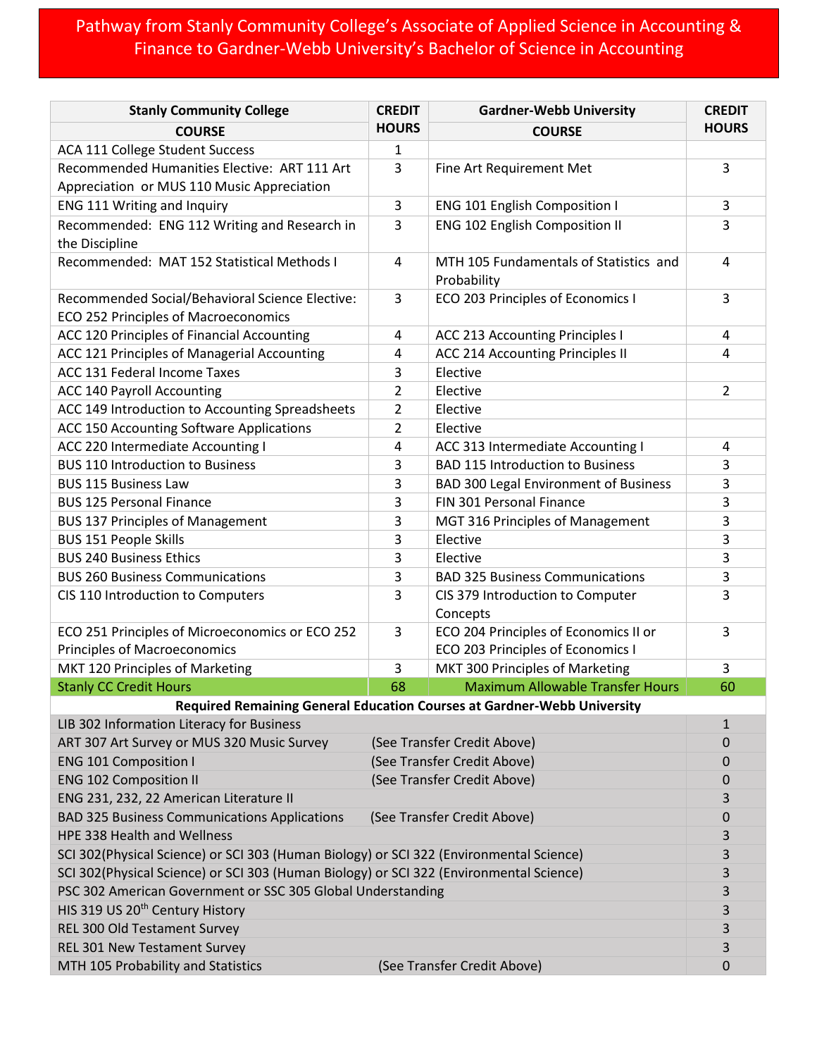# Pathway from Stanly Community College's Associate of Applied Science in Accounting & Finance to Gardner-Webb University's Bachelor of Science in Accounting

| Stanly Community College COURSE | CREDIT HOURS | Gardner-Webb University COURSE | CREDIT HOURS |
|---|---|---|---|
| ACA 111 College Student Success | 1 | | |
| Recommended Humanities Elective: ART 111 Art Appreciation or MUS 110 Music Appreciation | 3 | Fine Art Requirement Met | 3 |
| ENG 111 Writing and Inquiry | 3 | ENG 101 English Composition I | 3 |
| Recommended: ENG 112 Writing and Research in the Discipline | 3 | ENG 102 English Composition II | 3 |
| Recommended: MAT 152 Statistical Methods I | 4 | MTH 105 Fundamentals of Statistics and Probability | 4 |
| Recommended Social/Behavioral Science Elective: ECO 252 Principles of Macroeconomics | 3 | ECO 203 Principles of Economics I | 3 |
| ACC 120 Principles of Financial Accounting | 4 | ACC 213 Accounting Principles I | 4 |
| ACC 121 Principles of Managerial Accounting | 4 | ACC 214 Accounting Principles II | 4 |
| ACC 131 Federal Income Taxes | 3 | Elective | |
| ACC 140 Payroll Accounting | 2 | Elective | 2 |
| ACC 149 Introduction to Accounting Spreadsheets | 2 | Elective | |
| ACC 150 Accounting Software Applications | 2 | Elective | |
| ACC 220 Intermediate Accounting I | 4 | ACC 313 Intermediate Accounting I | 4 |
| BUS 110 Introduction to Business | 3 | BAD 115 Introduction to Business | 3 |
| BUS 115 Business Law | 3 | BAD 300 Legal Environment of Business | 3 |
| BUS 125 Personal Finance | 3 | FIN 301 Personal Finance | 3 |
| BUS 137 Principles of Management | 3 | MGT 316 Principles of Management | 3 |
| BUS 151 People Skills | 3 | Elective | 3 |
| BUS 240 Business Ethics | 3 | Elective | 3 |
| BUS 260 Business Communications | 3 | BAD 325 Business Communications | 3 |
| CIS 110 Introduction to Computers | 3 | CIS 379 Introduction to Computer Concepts | 3 |
| ECO 251 Principles of Microeconomics or ECO 252 Principles of Macroeconomics | 3 | ECO 204 Principles of Economics II or ECO 203 Principles of Economics I | 3 |
| MKT 120 Principles of Marketing | 3 | MKT 300 Principles of Marketing | 3 |
| Stanly CC Credit Hours | 68 | Maximum Allowable Transfer Hours | 60 |

**Required Remaining General Education Courses at Gardner-Webb University**

| Course | | Credit Hours |
|---|---|---|
| LIB 302 Information Literacy for Business | | 1 |
| ART 307 Art Survey or MUS 320 Music Survey | (See Transfer Credit Above) | 0 |
| ENG 101 Composition I | (See Transfer Credit Above) | 0 |
| ENG 102 Composition II | (See Transfer Credit Above) | 0 |
| ENG 231, 232, 22 American Literature II | | 3 |
| BAD 325 Business Communications Applications | (See Transfer Credit Above) | 0 |
| HPE 338 Health and Wellness | | 3 |
| SCI 302(Physical Science) or SCI 303 (Human Biology) or SCI 322 (Environmental Science) | | 3 |
| SCI 302(Physical Science) or SCI 303 (Human Biology) or SCI 322 (Environmental Science) | | 3 |
| PSC 302 American Government or SSC 305 Global Understanding | | 3 |
| HIS 319 US 20th Century History | | 3 |
| REL 300 Old Testament Survey | | 3 |
| REL 301 New Testament Survey | | 3 |
| MTH 105 Probability and Statistics | (See Transfer Credit Above) | 0 |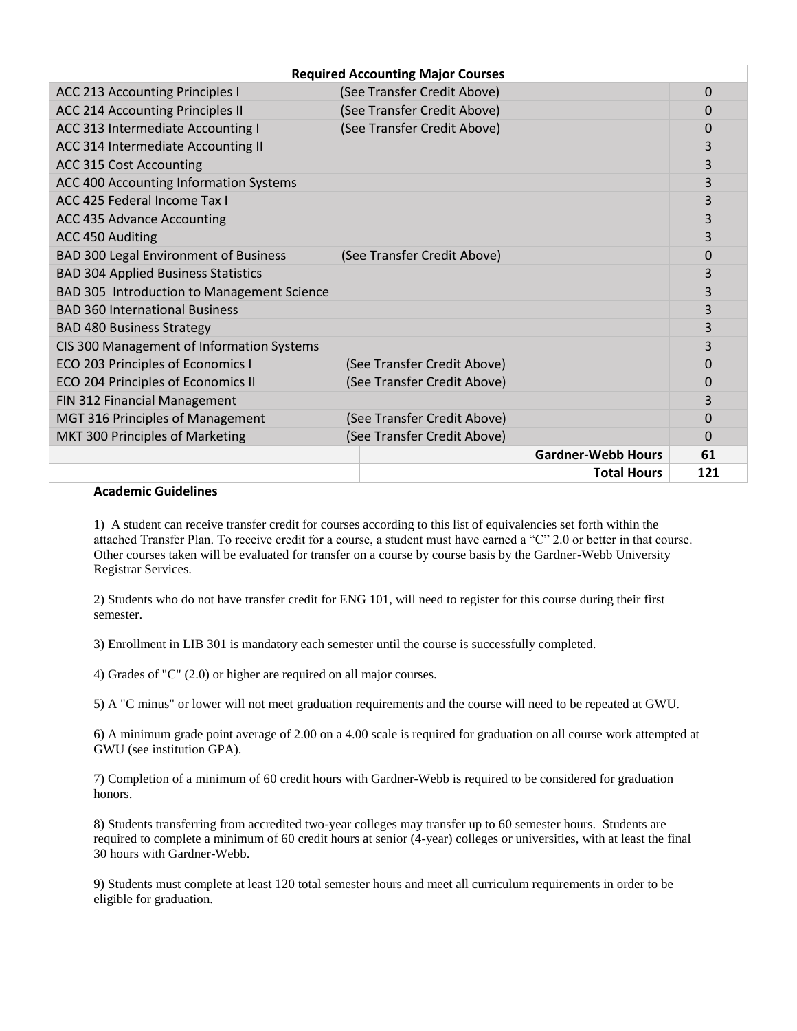| Required Accounting Major Courses | | |
|---|---|---|
| ACC 213 Accounting Principles I | (See Transfer Credit Above) | 0 |
| ACC 214 Accounting Principles II | (See Transfer Credit Above) | 0 |
| ACC 313 Intermediate Accounting I | (See Transfer Credit Above) | 0 |
| ACC 314 Intermediate Accounting II | | 3 |
| ACC 315 Cost Accounting | | 3 |
| ACC 400 Accounting Information Systems | | 3 |
| ACC 425 Federal Income Tax I | | 3 |
| ACC 435 Advance Accounting | | 3 |
| ACC 450 Auditing | | 3 |
| BAD 300 Legal Environment of Business | (See Transfer Credit Above) | 0 |
| BAD 304 Applied Business Statistics | | 3 |
| BAD 305 Introduction to Management Science | | 3 |
| BAD 360 International Business | | 3 |
| BAD 480 Business Strategy | | 3 |
| CIS 300 Management of Information Systems | | 3 |
| ECO 203 Principles of Economics I | (See Transfer Credit Above) | 0 |
| ECO 204 Principles of Economics II | (See Transfer Credit Above) | 0 |
| FIN 312 Financial Management | | 3 |
| MGT 316 Principles of Management | (See Transfer Credit Above) | 0 |
| MKT 300 Principles of Marketing | (See Transfer Credit Above) | 0 |
| | **Gardner-Webb Hours** | **61** |
| | **Total Hours** | **121** |

**Academic Guidelines**

1) A student can receive transfer credit for courses according to this list of equivalencies set forth within the attached Transfer Plan. To receive credit for a course, a student must have earned a "C" 2.0 or better in that course. Other courses taken will be evaluated for transfer on a course by course basis by the Gardner-Webb University Registrar Services.

2) Students who do not have transfer credit for ENG 101, will need to register for this course during their first semester.

3) Enrollment in LIB 301 is mandatory each semester until the course is successfully completed.

4) Grades of "C" (2.0) or higher are required on all major courses.

5) A "C minus" or lower will not meet graduation requirements and the course will need to be repeated at GWU.

6) A minimum grade point average of 2.00 on a 4.00 scale is required for graduation on all course work attempted at GWU (see institution GPA).

7) Completion of a minimum of 60 credit hours with Gardner-Webb is required to be considered for graduation honors.

8) Students transferring from accredited two-year colleges may transfer up to 60 semester hours. Students are required to complete a minimum of 60 credit hours at senior (4-year) colleges or universities, with at least the final 30 hours with Gardner-Webb.

9) Students must complete at least 120 total semester hours and meet all curriculum requirements in order to be eligible for graduation.